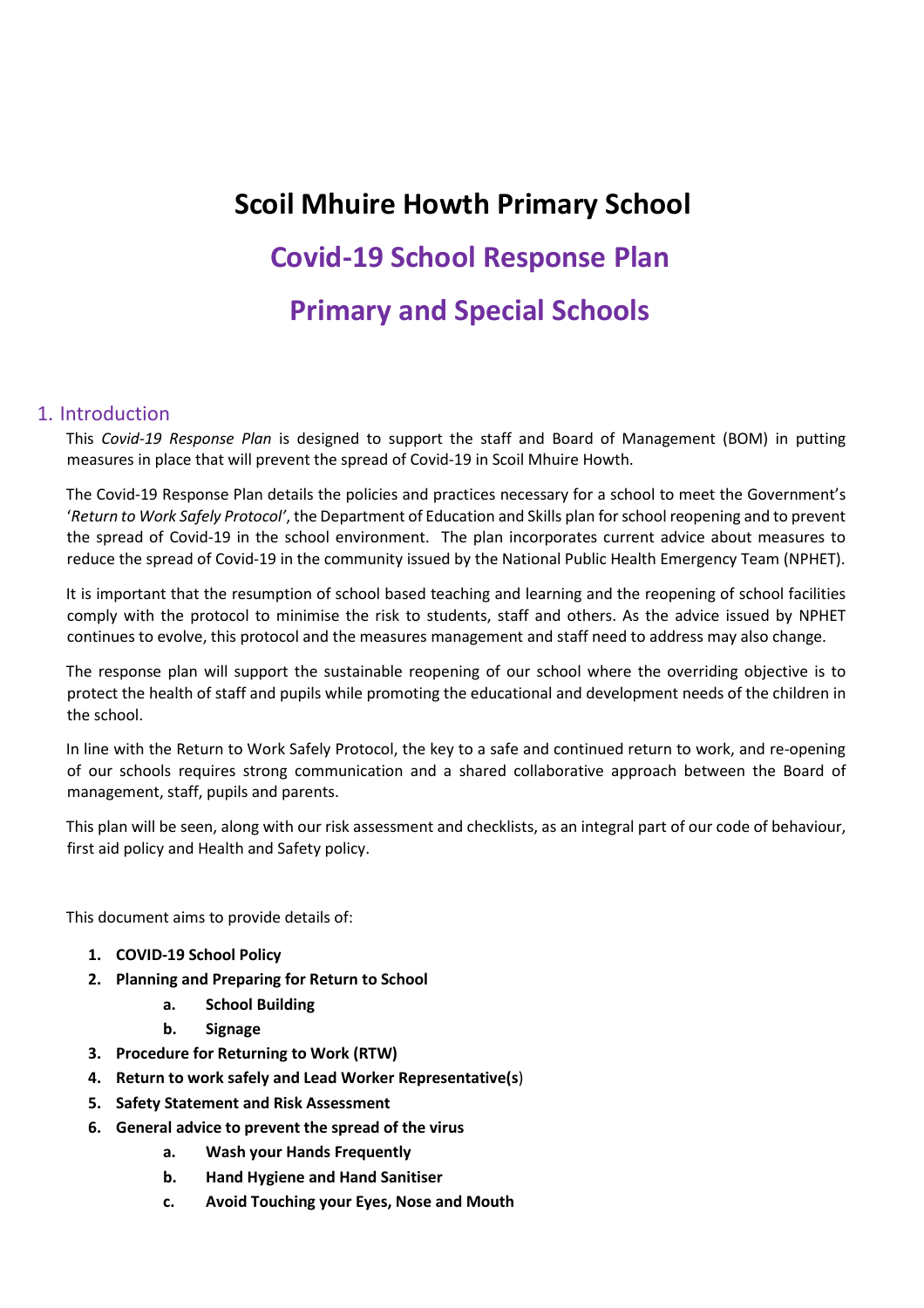# Scoil Mhuire Howth Primary School

## Covid-19 School Response Plan

## Primary and Special Schools

## 1. Introduction

This *Covid-19 Response Plan* is designed to support the staff and Board of Management (BOM) in putting measures in place that will prevent the spread of Covid-19 in Scoil Mhuire Howth.

The Covid-19 Response Plan details the policies and practices necessary for a school to meet the Government's '*Return to Work Safely Protocol'*, the Department of Education and Skills plan for school reopening and to prevent the spread of Covid-19 in the school environment. The plan incorporates current advice about measures to reduce the spread of Covid-19 in the community issued by the National Public Health Emergency Team (NPHET).

It is important that the resumption of school based teaching and learning and the reopening of school facilities comply with the protocol to minimise the risk to students, staff and others. As the advice issued by NPHET continues to evolve, this protocol and the measures management and staff need to address may also change.

The response plan will support the sustainable reopening of our school where the overriding objective is to protect the health of staff and pupils while promoting the educational and development needs of the children in the school.

In line with the Return to Work Safely Protocol, the key to a safe and continued return to work, and re-opening of our schools requires strong communication and a shared collaborative approach between the Board of management, staff, pupils and parents.

This plan will be seen, along with our risk assessment and checklists, as an integral part of our code of behaviour, first aid policy and Health and Safety policy.

This document aims to provide details of:

1. **COVID-19 School Policy**
2. **Planning and Preparing for Return to School**
    a. **School Building**
    b. **Signage**
3. **Procedure for Returning to Work (RTW)**
4. **Return to work safely and Lead Worker Representative(s)**
5. **Safety Statement and Risk Assessment**
6. **General advice to prevent the spread of the virus**
    a. **Wash your Hands Frequently**
    b. **Hand Hygiene and Hand Sanitiser**
    c. **Avoid Touching your Eyes, Nose and Mouth**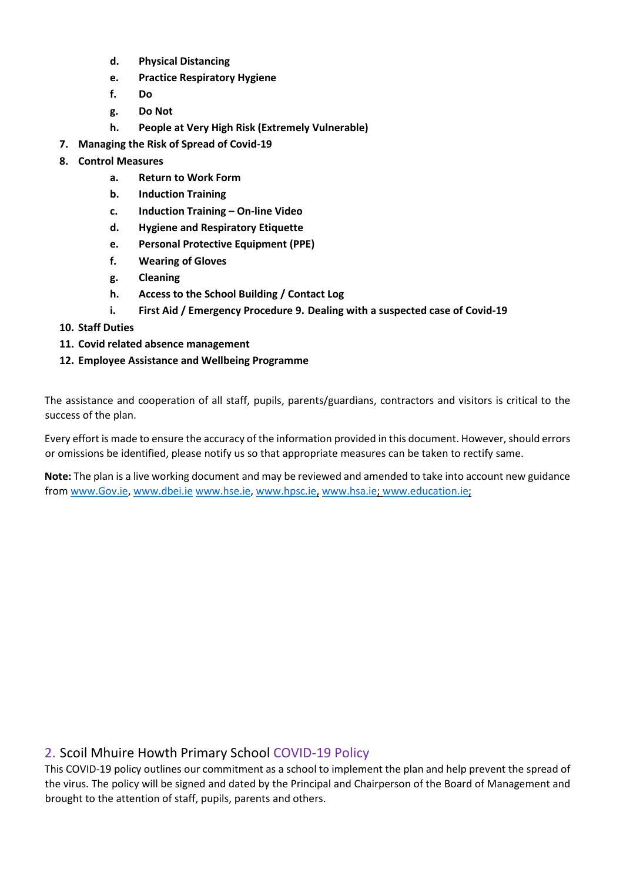- d. **Physical Distancing**
   - e. **Practice Respiratory Hygiene**
   - f. **Do**
   - g. **Do Not**
   - h. **People at Very High Risk (Extremely Vulnerable)**
7. **Managing the Risk of Spread of Covid-19**
8. **Control Measures**
   - a. **Return to Work Form**
   - b. **Induction Training**
   - c. **Induction Training – On-line Video**
   - d. **Hygiene and Respiratory Etiquette**
   - e. **Personal Protective Equipment (PPE)**
   - f. **Wearing of Gloves**
   - g. **Cleaning**
   - h. **Access to the School Building / Contact Log**
   - i. **First Aid / Emergency Procedure 9. Dealing with a suspected case of Covid-19**
10. **Staff Duties**
11. **Covid related absence management**
12. **Employee Assistance and Wellbeing Programme**

The assistance and cooperation of all staff, pupils, parents/guardians, contractors and visitors is critical to the success of the plan.

Every effort is made to ensure the accuracy of the information provided in this document. However, should errors or omissions be identified, please notify us so that appropriate measures can be taken to rectify same.

**Note:** The plan is a live working document and may be reviewed and amended to take into account new guidance from www.Gov.ie, www.dbei.ie www.hse.ie, www.hpsc.ie, www.hsa.ie; www.education.ie;

## 2. Scoil Mhuire Howth Primary School COVID-19 Policy

This COVID-19 policy outlines our commitment as a school to implement the plan and help prevent the spread of the virus. The policy will be signed and dated by the Principal and Chairperson of the Board of Management and brought to the attention of staff, pupils, parents and others.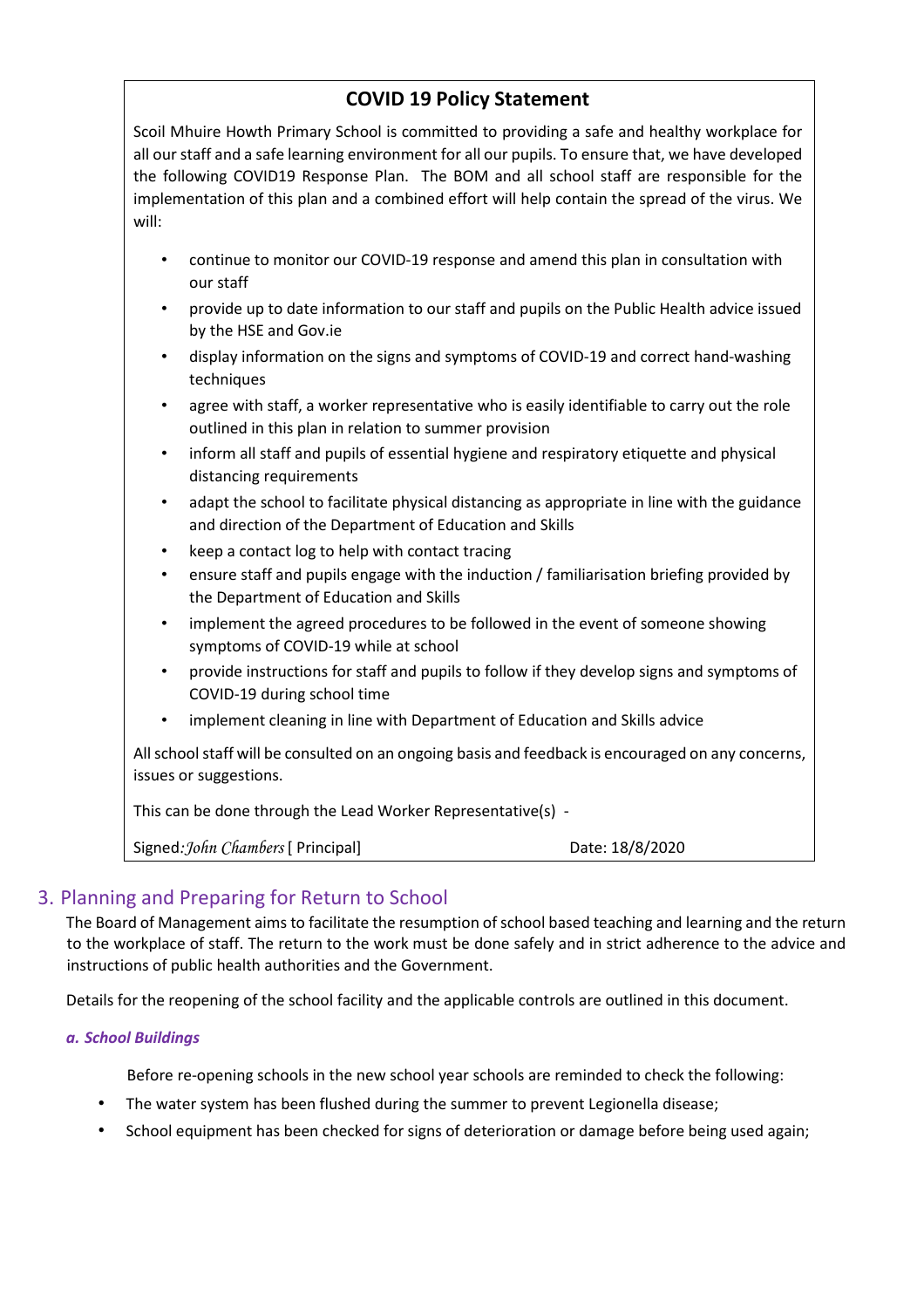## COVID 19 Policy Statement

Scoil Mhuire Howth Primary School is committed to providing a safe and healthy workplace for all our staff and a safe learning environment for all our pupils. To ensure that, we have developed the following COVID19 Response Plan. The BOM and all school staff are responsible for the implementation of this plan and a combined effort will help contain the spread of the virus. We will:

- continue to monitor our COVID-19 response and amend this plan in consultation with our staff
- provide up to date information to our staff and pupils on the Public Health advice issued by the HSE and Gov.ie
- display information on the signs and symptoms of COVID-19 and correct hand-washing techniques
- agree with staff, a worker representative who is easily identifiable to carry out the role outlined in this plan in relation to summer provision
- inform all staff and pupils of essential hygiene and respiratory etiquette and physical distancing requirements
- adapt the school to facilitate physical distancing as appropriate in line with the guidance and direction of the Department of Education and Skills
- keep a contact log to help with contact tracing
- ensure staff and pupils engage with the induction / familiarisation briefing provided by the Department of Education and Skills
- implement the agreed procedures to be followed in the event of someone showing symptoms of COVID-19 while at school
- provide instructions for staff and pupils to follow if they develop signs and symptoms of COVID-19 during school time
- implement cleaning in line with Department of Education and Skills advice

All school staff will be consulted on an ongoing basis and feedback is encouraged on any concerns, issues or suggestions.

This can be done through the Lead Worker Representative(s) -

Signed: *John Chambers* [ Principal] Date: 18/8/2020

## 3. Planning and Preparing for Return to School

The Board of Management aims to facilitate the resumption of school based teaching and learning and the return to the workplace of staff. The return to the work must be done safely and in strict adherence to the advice and instructions of public health authorities and the Government.

Details for the reopening of the school facility and the applicable controls are outlined in this document.

### *a. School Buildings*

Before re-opening schools in the new school year schools are reminded to check the following:

- The water system has been flushed during the summer to prevent Legionella disease;
- School equipment has been checked for signs of deterioration or damage before being used again;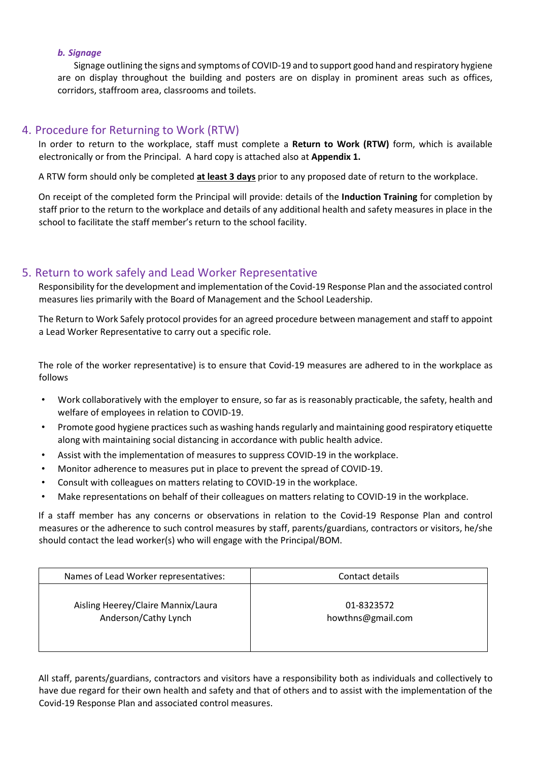***b. Signage***

Signage outlining the signs and symptoms of COVID-19 and to support good hand and respiratory hygiene are on display throughout the building and posters are on display in prominent areas such as offices, corridors, staffroom area, classrooms and toilets.

## 4. Procedure for Returning to Work (RTW)

In order to return to the workplace, staff must complete a **Return to Work (RTW)** form, which is available electronically or from the Principal. A hard copy is attached also at **Appendix 1.**

A RTW form should only be completed **at least 3 days** prior to any proposed date of return to the workplace.

On receipt of the completed form the Principal will provide: details of the **Induction Training** for completion by staff prior to the return to the workplace and details of any additional health and safety measures in place in the school to facilitate the staff member's return to the school facility.

## 5. Return to work safely and Lead Worker Representative

Responsibility for the development and implementation of the Covid-19 Response Plan and the associated control measures lies primarily with the Board of Management and the School Leadership.

The Return to Work Safely protocol provides for an agreed procedure between management and staff to appoint a Lead Worker Representative to carry out a specific role.

The role of the worker representative) is to ensure that Covid-19 measures are adhered to in the workplace as follows

- Work collaboratively with the employer to ensure, so far as is reasonably practicable, the safety, health and welfare of employees in relation to COVID-19.
- Promote good hygiene practices such as washing hands regularly and maintaining good respiratory etiquette along with maintaining social distancing in accordance with public health advice.
- Assist with the implementation of measures to suppress COVID-19 in the workplace.
- Monitor adherence to measures put in place to prevent the spread of COVID-19.
- Consult with colleagues on matters relating to COVID-19 in the workplace.
- Make representations on behalf of their colleagues on matters relating to COVID-19 in the workplace.

If a staff member has any concerns or observations in relation to the Covid-19 Response Plan and control measures or the adherence to such control measures by staff, parents/guardians, contractors or visitors, he/she should contact the lead worker(s) who will engage with the Principal/BOM.

| Names of Lead Worker representatives: | Contact details |
| --- | --- |
| Aisling Heerey/Claire Mannix/Laura Anderson/Cathy Lynch | 01-8323572<br>howthns@gmail.com |

All staff, parents/guardians, contractors and visitors have a responsibility both as individuals and collectively to have due regard for their own health and safety and that of others and to assist with the implementation of the Covid-19 Response Plan and associated control measures.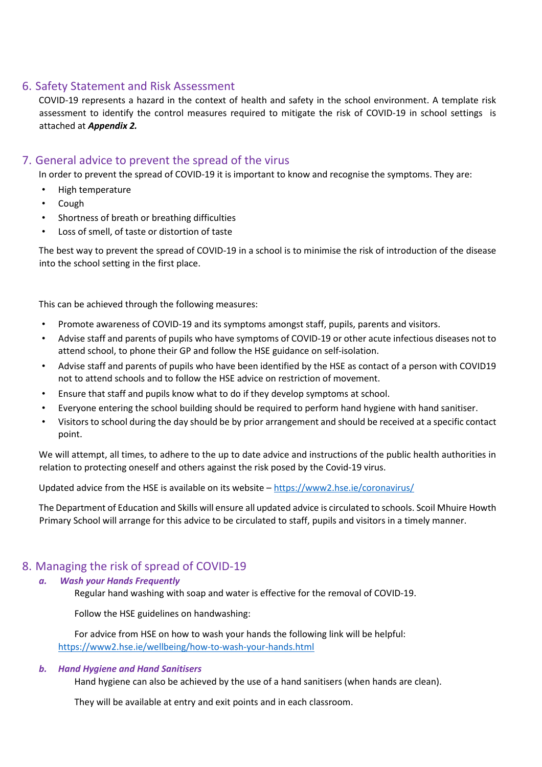## 6. Safety Statement and Risk Assessment

COVID-19 represents a hazard in the context of health and safety in the school environment. A template risk assessment to identify the control measures required to mitigate the risk of COVID-19 in school settings is attached at ***Appendix 2.***

## 7. General advice to prevent the spread of the virus

In order to prevent the spread of COVID-19 it is important to know and recognise the symptoms. They are:

- High temperature
- Cough
- Shortness of breath or breathing difficulties
- Loss of smell, of taste or distortion of taste

The best way to prevent the spread of COVID-19 in a school is to minimise the risk of introduction of the disease into the school setting in the first place.

This can be achieved through the following measures:

- Promote awareness of COVID-19 and its symptoms amongst staff, pupils, parents and visitors.
- Advise staff and parents of pupils who have symptoms of COVID-19 or other acute infectious diseases not to attend school, to phone their GP and follow the HSE guidance on self-isolation.
- Advise staff and parents of pupils who have been identified by the HSE as contact of a person with COVID19 not to attend schools and to follow the HSE advice on restriction of movement.
- Ensure that staff and pupils know what to do if they develop symptoms at school.
- Everyone entering the school building should be required to perform hand hygiene with hand sanitiser.
- Visitors to school during the day should be by prior arrangement and should be received at a specific contact point.

We will attempt, all times, to adhere to the up to date advice and instructions of the public health authorities in relation to protecting oneself and others against the risk posed by the Covid-19 virus.

Updated advice from the HSE is available on its website – https://www2.hse.ie/coronavirus/

The Department of Education and Skills will ensure all updated advice is circulated to schools. Scoil Mhuire Howth Primary School will arrange for this advice to be circulated to staff, pupils and visitors in a timely manner.

## 8. Managing the risk of spread of COVID-19

### *a. Wash your Hands Frequently*

Regular hand washing with soap and water is effective for the removal of COVID-19.

Follow the HSE guidelines on handwashing:

For advice from HSE on how to wash your hands the following link will be helpful: https://www2.hse.ie/wellbeing/how-to-wash-your-hands.html

### *b. Hand Hygiene and Hand Sanitisers*

Hand hygiene can also be achieved by the use of a hand sanitisers (when hands are clean).

They will be available at entry and exit points and in each classroom.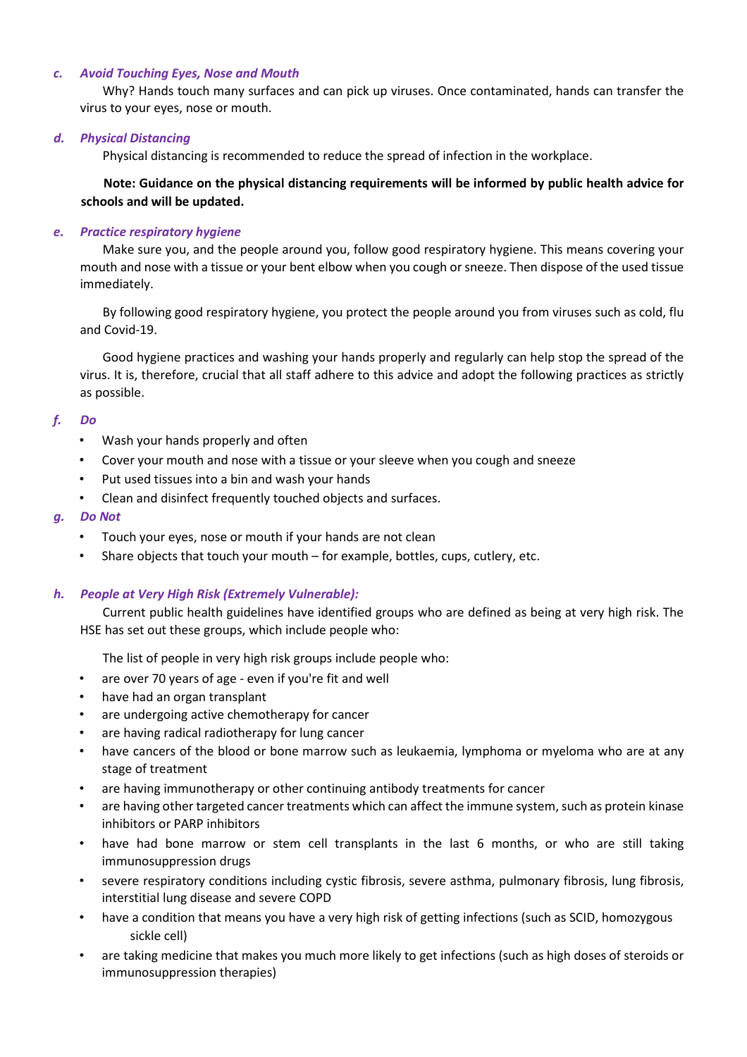### c. *Avoid Touching Eyes, Nose and Mouth*

Why? Hands touch many surfaces and can pick up viruses. Once contaminated, hands can transfer the virus to your eyes, nose or mouth.

### d. *Physical Distancing*

Physical distancing is recommended to reduce the spread of infection in the workplace.

**Note: Guidance on the physical distancing requirements will be informed by public health advice for schools and will be updated.**

### e. *Practice respiratory hygiene*

Make sure you, and the people around you, follow good respiratory hygiene. This means covering your mouth and nose with a tissue or your bent elbow when you cough or sneeze. Then dispose of the used tissue immediately.

By following good respiratory hygiene, you protect the people around you from viruses such as cold, flu and Covid-19.

Good hygiene practices and washing your hands properly and regularly can help stop the spread of the virus. It is, therefore, crucial that all staff adhere to this advice and adopt the following practices as strictly as possible.

### f. *Do*

- Wash your hands properly and often
- Cover your mouth and nose with a tissue or your sleeve when you cough and sneeze
- Put used tissues into a bin and wash your hands
- Clean and disinfect frequently touched objects and surfaces.

### g. *Do Not*

- Touch your eyes, nose or mouth if your hands are not clean
- Share objects that touch your mouth – for example, bottles, cups, cutlery, etc.

### h. *People at Very High Risk (Extremely Vulnerable):*

Current public health guidelines have identified groups who are defined as being at very high risk. The HSE has set out these groups, which include people who:

The list of people in very high risk groups include people who:

- are over 70 years of age - even if you're fit and well
- have had an organ transplant
- are undergoing active chemotherapy for cancer
- are having radical radiotherapy for lung cancer
- have cancers of the blood or bone marrow such as leukaemia, lymphoma or myeloma who are at any stage of treatment
- are having immunotherapy or other continuing antibody treatments for cancer
- are having other targeted cancer treatments which can affect the immune system, such as protein kinase inhibitors or PARP inhibitors
- have had bone marrow or stem cell transplants in the last 6 months, or who are still taking immunosuppression drugs
- severe respiratory conditions including cystic fibrosis, severe asthma, pulmonary fibrosis, lung fibrosis, interstitial lung disease and severe COPD
- have a condition that means you have a very high risk of getting infections (such as SCID, homozygous sickle cell)
- are taking medicine that makes you much more likely to get infections (such as high doses of steroids or immunosuppression therapies)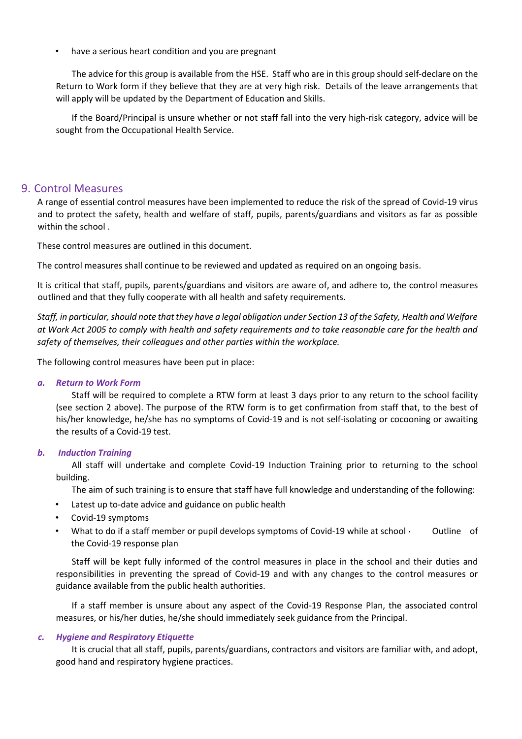- have a serious heart condition and you are pregnant

The advice for this group is available from the HSE. Staff who are in this group should self-declare on the Return to Work form if they believe that they are at very high risk. Details of the leave arrangements that will apply will be updated by the Department of Education and Skills.

If the Board/Principal is unsure whether or not staff fall into the very high-risk category, advice will be sought from the Occupational Health Service.

## 9. Control Measures

A range of essential control measures have been implemented to reduce the risk of the spread of Covid-19 virus and to protect the safety, health and welfare of staff, pupils, parents/guardians and visitors as far as possible within the school .

These control measures are outlined in this document.

The control measures shall continue to be reviewed and updated as required on an ongoing basis.

It is critical that staff, pupils, parents/guardians and visitors are aware of, and adhere to, the control measures outlined and that they fully cooperate with all health and safety requirements.

*Staff, in particular, should note that they have a legal obligation under Section 13 of the Safety, Health and Welfare at Work Act 2005 to comply with health and safety requirements and to take reasonable care for the health and safety of themselves, their colleagues and other parties within the workplace.*

The following control measures have been put in place:

### *a. Return to Work Form*

Staff will be required to complete a RTW form at least 3 days prior to any return to the school facility (see section 2 above). The purpose of the RTW form is to get confirmation from staff that, to the best of his/her knowledge, he/she has no symptoms of Covid-19 and is not self-isolating or cocooning or awaiting the results of a Covid-19 test.

### *b. Induction Training*

All staff will undertake and complete Covid-19 Induction Training prior to returning to the school building.

The aim of such training is to ensure that staff have full knowledge and understanding of the following:

- Latest up to-date advice and guidance on public health
- Covid-19 symptoms
- What to do if a staff member or pupil develops symptoms of Covid-19 while at school · Outline of the Covid-19 response plan

Staff will be kept fully informed of the control measures in place in the school and their duties and responsibilities in preventing the spread of Covid-19 and with any changes to the control measures or guidance available from the public health authorities.

If a staff member is unsure about any aspect of the Covid-19 Response Plan, the associated control measures, or his/her duties, he/she should immediately seek guidance from the Principal.

### *c. Hygiene and Respiratory Etiquette*

It is crucial that all staff, pupils, parents/guardians, contractors and visitors are familiar with, and adopt, good hand and respiratory hygiene practices.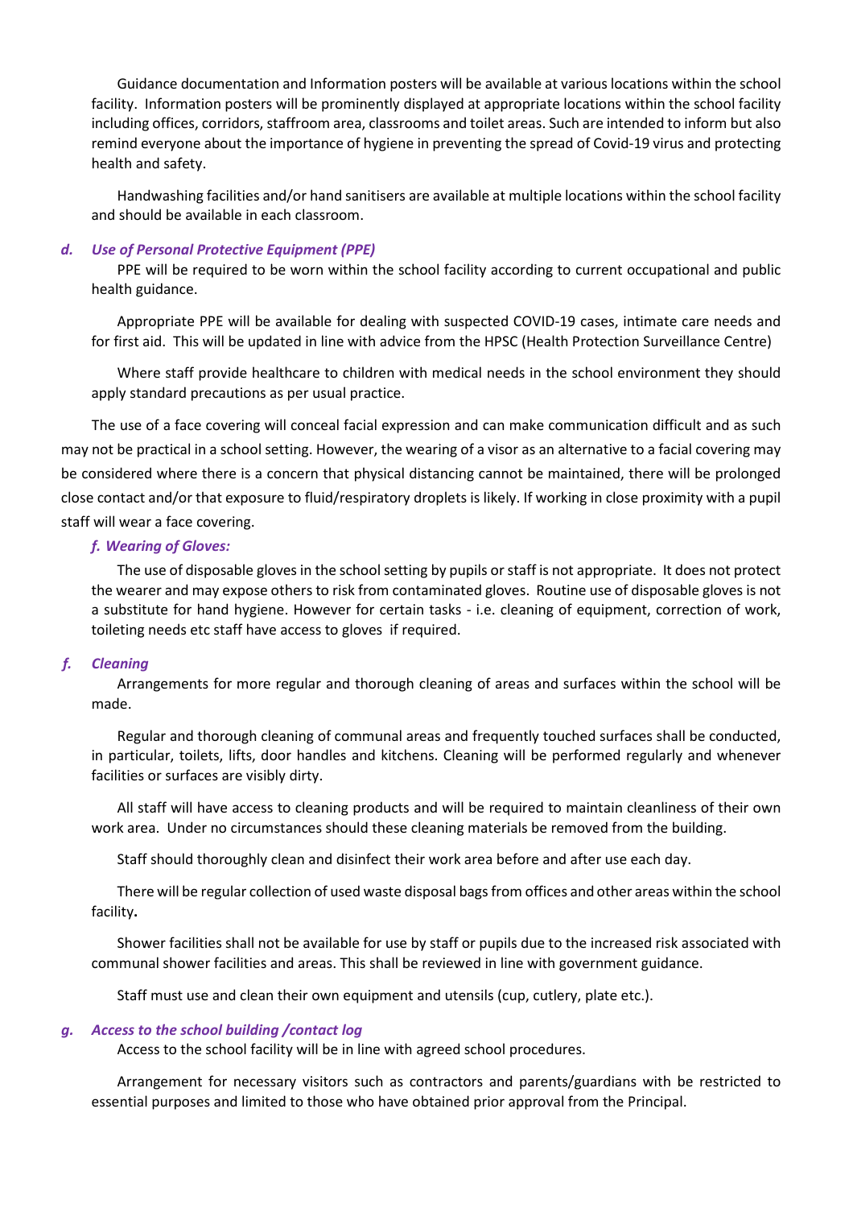Guidance documentation and Information posters will be available at various locations within the school facility. Information posters will be prominently displayed at appropriate locations within the school facility including offices, corridors, staffroom area, classrooms and toilet areas. Such are intended to inform but also remind everyone about the importance of hygiene in preventing the spread of Covid-19 virus and protecting health and safety.

Handwashing facilities and/or hand sanitisers are available at multiple locations within the school facility and should be available in each classroom.

### *d. Use of Personal Protective Equipment (PPE)*

PPE will be required to be worn within the school facility according to current occupational and public health guidance.

Appropriate PPE will be available for dealing with suspected COVID-19 cases, intimate care needs and for first aid. This will be updated in line with advice from the HPSC (Health Protection Surveillance Centre)

Where staff provide healthcare to children with medical needs in the school environment they should apply standard precautions as per usual practice.

The use of a face covering will conceal facial expression and can make communication difficult and as such may not be practical in a school setting. However, the wearing of a visor as an alternative to a facial covering may be considered where there is a concern that physical distancing cannot be maintained, there will be prolonged close contact and/or that exposure to fluid/respiratory droplets is likely. If working in close proximity with a pupil staff will wear a face covering.

### *f. Wearing of Gloves:*

The use of disposable gloves in the school setting by pupils or staff is not appropriate. It does not protect the wearer and may expose others to risk from contaminated gloves. Routine use of disposable gloves is not a substitute for hand hygiene. However for certain tasks - i.e. cleaning of equipment, correction of work, toileting needs etc staff have access to gloves if required.

### *f. Cleaning*

Arrangements for more regular and thorough cleaning of areas and surfaces within the school will be made.

Regular and thorough cleaning of communal areas and frequently touched surfaces shall be conducted, in particular, toilets, lifts, door handles and kitchens. Cleaning will be performed regularly and whenever facilities or surfaces are visibly dirty.

All staff will have access to cleaning products and will be required to maintain cleanliness of their own work area. Under no circumstances should these cleaning materials be removed from the building.

Staff should thoroughly clean and disinfect their work area before and after use each day.

There will be regular collection of used waste disposal bags from offices and other areas within the school facility**.**

Shower facilities shall not be available for use by staff or pupils due to the increased risk associated with communal shower facilities and areas. This shall be reviewed in line with government guidance.

Staff must use and clean their own equipment and utensils (cup, cutlery, plate etc.).

### *g. Access to the school building /contact log*

Access to the school facility will be in line with agreed school procedures.

Arrangement for necessary visitors such as contractors and parents/guardians with be restricted to essential purposes and limited to those who have obtained prior approval from the Principal.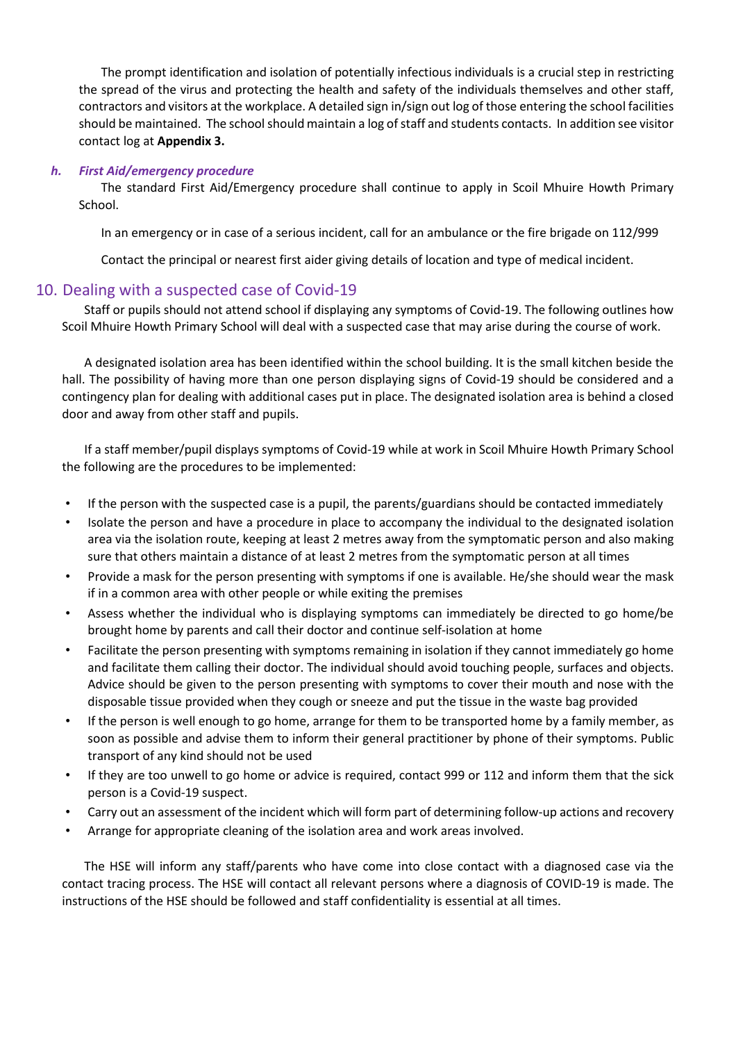The prompt identification and isolation of potentially infectious individuals is a crucial step in restricting the spread of the virus and protecting the health and safety of the individuals themselves and other staff, contractors and visitors at the workplace. A detailed sign in/sign out log of those entering the school facilities should be maintained. The school should maintain a log of staff and students contacts. In addition see visitor contact log at **Appendix 3.**

### *h. First Aid/emergency procedure*

The standard First Aid/Emergency procedure shall continue to apply in Scoil Mhuire Howth Primary School.

In an emergency or in case of a serious incident, call for an ambulance or the fire brigade on 112/999

Contact the principal or nearest first aider giving details of location and type of medical incident.

## 10. Dealing with a suspected case of Covid-19

Staff or pupils should not attend school if displaying any symptoms of Covid-19. The following outlines how Scoil Mhuire Howth Primary School will deal with a suspected case that may arise during the course of work.

A designated isolation area has been identified within the school building. It is the small kitchen beside the hall. The possibility of having more than one person displaying signs of Covid-19 should be considered and a contingency plan for dealing with additional cases put in place. The designated isolation area is behind a closed door and away from other staff and pupils.

If a staff member/pupil displays symptoms of Covid-19 while at work in Scoil Mhuire Howth Primary School the following are the procedures to be implemented:

- If the person with the suspected case is a pupil, the parents/guardians should be contacted immediately
- Isolate the person and have a procedure in place to accompany the individual to the designated isolation area via the isolation route, keeping at least 2 metres away from the symptomatic person and also making sure that others maintain a distance of at least 2 metres from the symptomatic person at all times
- Provide a mask for the person presenting with symptoms if one is available. He/she should wear the mask if in a common area with other people or while exiting the premises
- Assess whether the individual who is displaying symptoms can immediately be directed to go home/be brought home by parents and call their doctor and continue self-isolation at home
- Facilitate the person presenting with symptoms remaining in isolation if they cannot immediately go home and facilitate them calling their doctor. The individual should avoid touching people, surfaces and objects. Advice should be given to the person presenting with symptoms to cover their mouth and nose with the disposable tissue provided when they cough or sneeze and put the tissue in the waste bag provided
- If the person is well enough to go home, arrange for them to be transported home by a family member, as soon as possible and advise them to inform their general practitioner by phone of their symptoms. Public transport of any kind should not be used
- If they are too unwell to go home or advice is required, contact 999 or 112 and inform them that the sick person is a Covid-19 suspect.
- Carry out an assessment of the incident which will form part of determining follow-up actions and recovery
- Arrange for appropriate cleaning of the isolation area and work areas involved.

The HSE will inform any staff/parents who have come into close contact with a diagnosed case via the contact tracing process. The HSE will contact all relevant persons where a diagnosis of COVID-19 is made. The instructions of the HSE should be followed and staff confidentiality is essential at all times.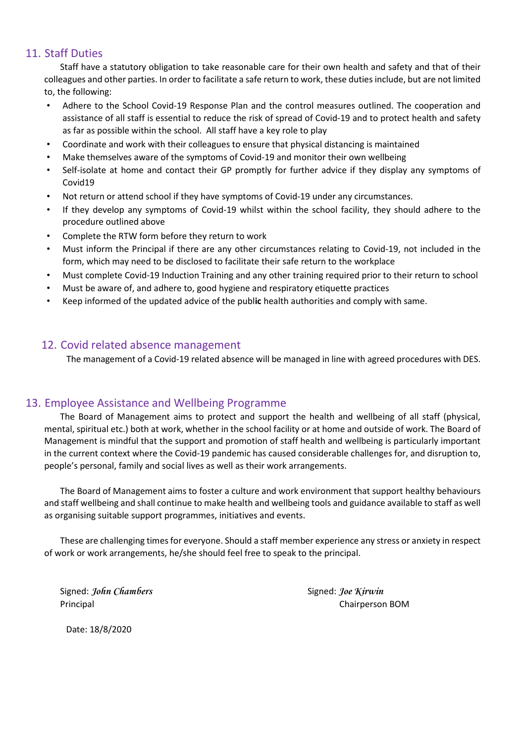## 11. Staff Duties

Staff have a statutory obligation to take reasonable care for their own health and safety and that of their colleagues and other parties. In order to facilitate a safe return to work, these duties include, but are not limited to, the following:

- Adhere to the School Covid-19 Response Plan and the control measures outlined. The cooperation and assistance of all staff is essential to reduce the risk of spread of Covid-19 and to protect health and safety as far as possible within the school. All staff have a key role to play
- Coordinate and work with their colleagues to ensure that physical distancing is maintained
- Make themselves aware of the symptoms of Covid-19 and monitor their own wellbeing
- Self-isolate at home and contact their GP promptly for further advice if they display any symptoms of Covid19
- Not return or attend school if they have symptoms of Covid-19 under any circumstances.
- If they develop any symptoms of Covid-19 whilst within the school facility, they should adhere to the procedure outlined above
- Complete the RTW form before they return to work
- Must inform the Principal if there are any other circumstances relating to Covid-19, not included in the form, which may need to be disclosed to facilitate their safe return to the workplace
- Must complete Covid-19 Induction Training and any other training required prior to their return to school
- Must be aware of, and adhere to, good hygiene and respiratory etiquette practices
- Keep informed of the updated advice of the publ**ic** health authorities and comply with same.

## 12. Covid related absence management

The management of a Covid-19 related absence will be managed in line with agreed procedures with DES.

## 13. Employee Assistance and Wellbeing Programme

The Board of Management aims to protect and support the health and wellbeing of all staff (physical, mental, spiritual etc.) both at work, whether in the school facility or at home and outside of work. The Board of Management is mindful that the support and promotion of staff health and wellbeing is particularly important in the current context where the Covid-19 pandemic has caused considerable challenges for, and disruption to, people's personal, family and social lives as well as their work arrangements.

The Board of Management aims to foster a culture and work environment that support healthy behaviours and staff wellbeing and shall continue to make health and wellbeing tools and guidance available to staff as well as organising suitable support programmes, initiatives and events.

These are challenging times for everyone. Should a staff member experience any stress or anxiety in respect of work or work arrangements, he/she should feel free to speak to the principal.

Signed: *John Chambers*
Principal

Signed: *Joe Kirwin*
Chairperson BOM

Date: 18/8/2020